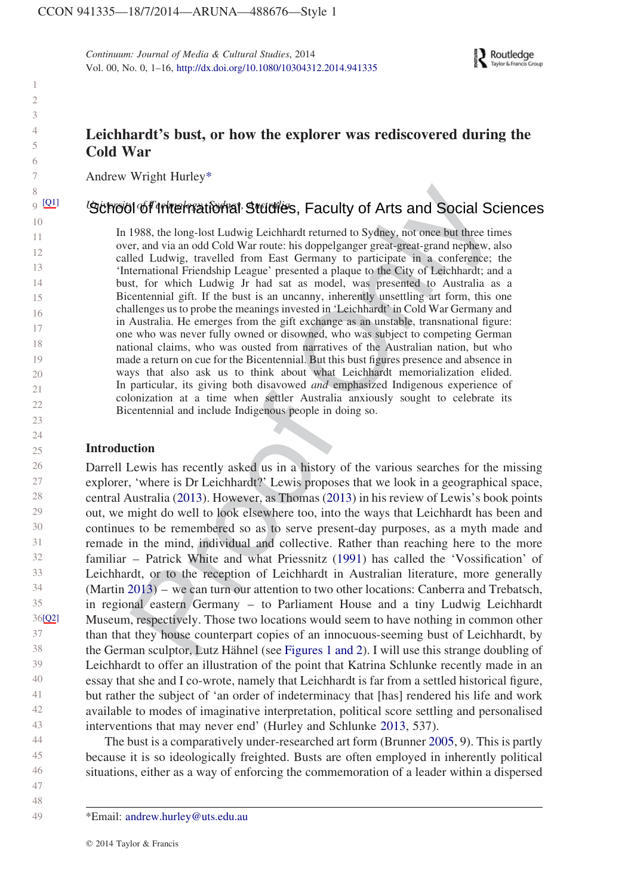# Leichhardt's bust, or how the explorer was rediscovered during the Cold War

Andrew Wright Hurley*

School of International Studies, Faculty of Arts and Social Sciences

University of Technology, Sydney, Australia

In 1988, the long-lost Ludwig Leichhardt returned to Sydney, not once but three times over, and via an odd Cold War route: his doppelganger great-great-grand nephew, also called Ludwig, travelled from East Germany to participate in a conference; the 'International Friendship League' presented a plaque to the City of Leichhardt; and a bust, for which Ludwig Jr had sat as model, was presented to Australia as a Bicentennial gift. If the bust is an uncanny, inherently unsettling art form, this one challenges us to probe the meanings invested in 'Leichhardt' in Cold War Germany and in Australia. He emerges from the gift exchange as an unstable, transnational figure: one who was never fully owned or disowned, who was subject to competing German national claims, who was ousted from narratives of the Australian nation, but who made a return on cue for the Bicentennial. But this bust figures presence and absence in ways that also ask us to think about what Leichhardt memorialization elided. In particular, its giving both disavowed *and* emphasized Indigenous experience of colonization at a time when settler Australia anxiously sought to celebrate its Bicentennial and include Indigenous people in doing so.

## Introduction

Darrell Lewis has recently asked us in a history of the various searches for the missing explorer, 'where is Dr Leichhardt?' Lewis proposes that we look in a geographical space, central Australia (2013). However, as Thomas (2013) in his review of Lewis's book points out, we might do well to look elsewhere too, into the ways that Leichhardt has been and continues to be remembered so as to serve present-day purposes, as a myth made and remade in the mind, individual and collective. Rather than reaching here to the more familiar – Patrick White and what Priessnitz (1991) has called the 'Vossification' of Leichhardt, or to the reception of Leichhardt in Australian literature, more generally (Martin 2013) – we can turn our attention to two other locations: Canberra and Trebatsch, in regional eastern Germany – to Parliament House and a tiny Ludwig Leichhardt Museum, respectively. Those two locations would seem to have nothing in common other than that they house counterpart copies of an innocuous-seeming bust of Leichhardt, by the German sculptor, Lutz Hähnel (see Figures 1 and 2). I will use this strange doubling of Leichhardt to offer an illustration of the point that Katrina Schlunke recently made in an essay that she and I co-wrote, namely that Leichhardt is far from a settled historical figure, but rather the subject of 'an order of indeterminacy that [has] rendered his life and work available to modes of imaginative interpretation, political score settling and personalised interventions that may never end' (Hurley and Schlunke 2013, 537).

The bust is a comparatively under-researched art form (Brunner 2005, 9). This is partly because it is so ideologically freighted. Busts are often employed in inherently political situations, either as a way of enforcing the commemoration of a leader within a dispersed

*Email: andrew.hurley@uts.edu.au

© 2014 Taylor & Francis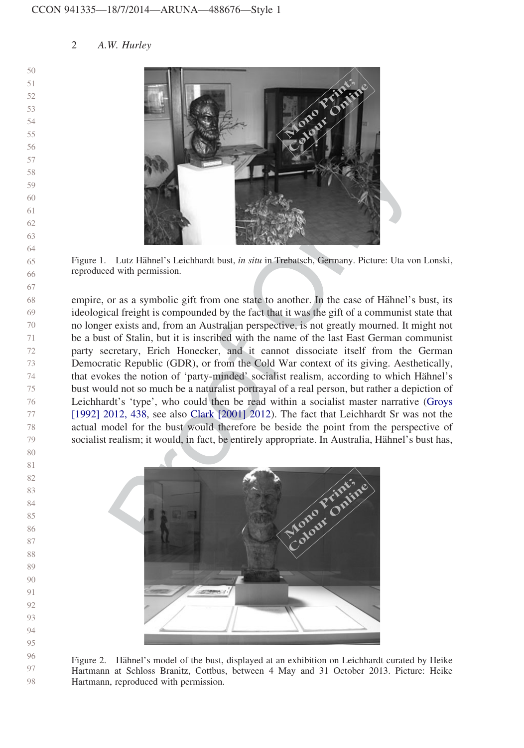Figure 1. Lutz Hähnel's Leichhardt bust, *in situ* in Trebatsch, Germany. Picture: Uta von Lonski, reproduced with permission.

empire, or as a symbolic gift from one state to another. In the case of Hähnel's bust, its ideological freight is compounded by the fact that it was the gift of a communist state that no longer exists and, from an Australian perspective, is not greatly mourned. It might not be a bust of Stalin, but it is inscribed with the name of the last East German communist party secretary, Erich Honecker, and it cannot dissociate itself from the German Democratic Republic (GDR), or from the Cold War context of its giving. Aesthetically, that evokes the notion of 'party-minded' socialist realism, according to which Hähnel's bust would not so much be a naturalist portrayal of a real person, but rather a depiction of Leichhardt's 'type', who could then be read within a socialist master narrative (Groys [1992] 2012, 438, see also Clark [2001] 2012). The fact that Leichhardt Sr was not the actual model for the bust would therefore be beside the point from the perspective of socialist realism; it would, in fact, be entirely appropriate. In Australia, Hähnel's bust has,

Figure 2. Hähnel's model of the bust, displayed at an exhibition on Leichhardt curated by Heike Hartmann at Schloss Branitz, Cottbus, between 4 May and 31 October 2013. Picture: Heike Hartmann, reproduced with permission.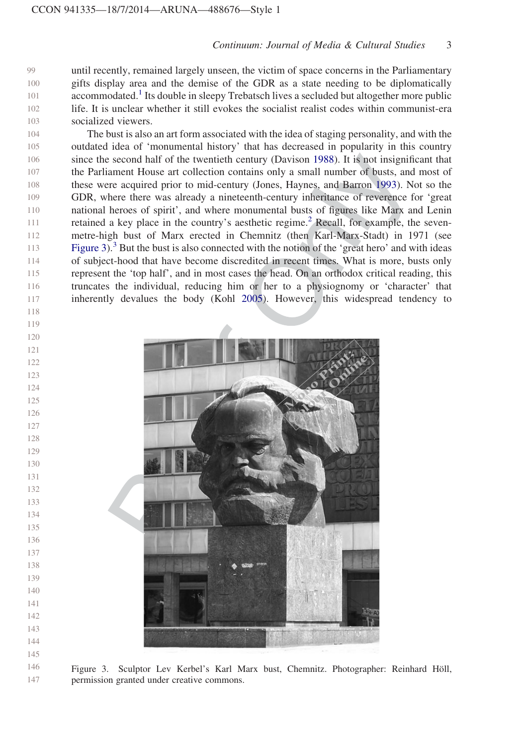until recently, remained largely unseen, the victim of space concerns in the Parliamentary gifts display area and the demise of the GDR as a state needing to be diplomatically accommodated.[1] Its double in sleepy Trebatsch lives a secluded but altogether more public life. It is unclear whether it still evokes the socialist realist codes within communist-era socialized viewers.

The bust is also an art form associated with the idea of staging personality, and with the outdated idea of 'monumental history' that has decreased in popularity in this country since the second half of the twentieth century (Davison 1988). It is not insignificant that the Parliament House art collection contains only a small number of busts, and most of these were acquired prior to mid-century (Jones, Haynes, and Barron 1993). Not so the GDR, where there was already a nineteenth-century inheritance of reverence for 'great national heroes of spirit', and where monumental busts of figures like Marx and Lenin retained a key place in the country's aesthetic regime.[2] Recall, for example, the seven-metre-high bust of Marx erected in Chemnitz (then Karl-Marx-Stadt) in 1971 (see Figure 3).[3] But the bust is also connected with the notion of the 'great hero' and with ideas of subject-hood that have become discredited in recent times. What is more, busts only represent the 'top half', and in most cases the head. On an orthodox critical reading, this truncates the individual, reducing him or her to a physiognomy or 'character' that inherently devalues the body (Kohl 2005). However, this widespread tendency to

Figure 3. Sculptor Lev Kerbel's Karl Marx bust, Chemnitz. Photographer: Reinhard Höll, permission granted under creative commons.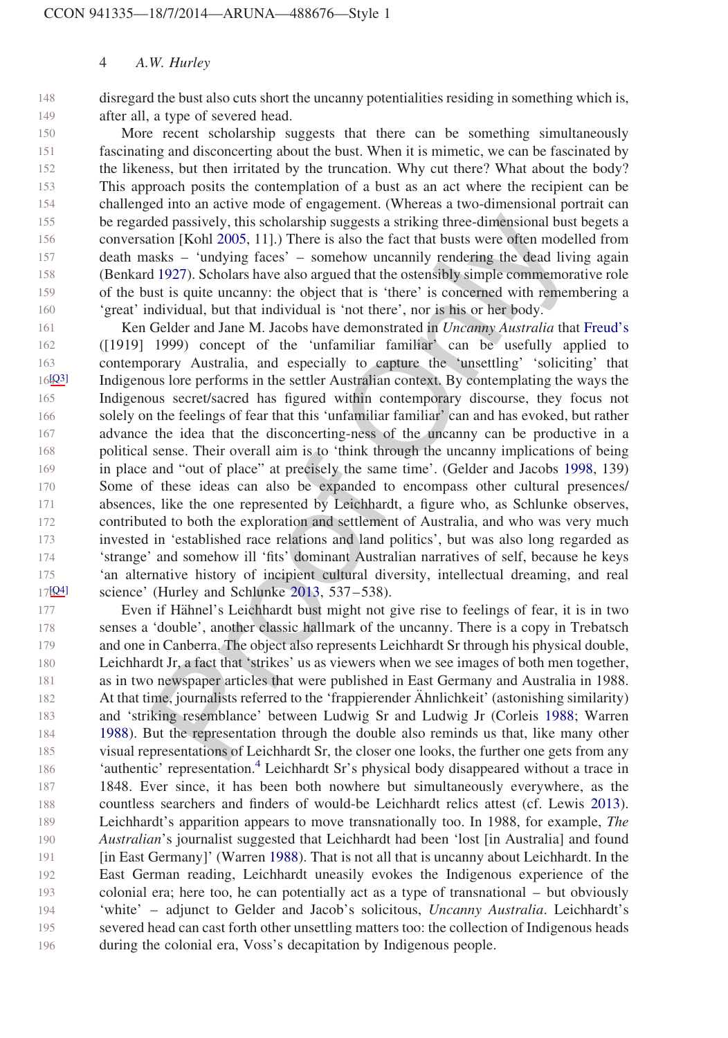disregard the bust also cuts short the uncanny potentialities residing in something which is, after all, a type of severed head.

More recent scholarship suggests that there can be something simultaneously fascinating and disconcerting about the bust. When it is mimetic, we can be fascinated by the likeness, but then irritated by the truncation. Why cut there? What about the body? This approach posits the contemplation of a bust as an act where the recipient can be challenged into an active mode of engagement. (Whereas a two-dimensional portrait can be regarded passively, this scholarship suggests a striking three-dimensional bust begets a conversation [Kohl 2005, 11].) There is also the fact that busts were often modelled from death masks – 'undying faces' – somehow uncannily rendering the dead living again (Benkard 1927). Scholars have also argued that the ostensibly simple commemorative role of the bust is quite uncanny: the object that is 'there' is concerned with remembering a 'great' individual, but that individual is 'not there', nor is his or her body.

Ken Gelder and Jane M. Jacobs have demonstrated in *Uncanny Australia* that Freud's ([1919] 1999) concept of the 'unfamiliar familiar' can be usefully applied to contemporary Australia, and especially to capture the 'unsettling' 'soliciting' that Indigenous lore performs in the settler Australian context. By contemplating the ways the Indigenous secret/sacred has figured within contemporary discourse, they focus not solely on the feelings of fear that this 'unfamiliar familiar' can and has evoked, but rather advance the idea that the disconcerting-ness of the uncanny can be productive in a political sense. Their overall aim is to 'think through the uncanny implications of being in place and "out of place" at precisely the same time'. (Gelder and Jacobs 1998, 139) Some of these ideas can also be expanded to encompass other cultural presences/absences, like the one represented by Leichhardt, a figure who, as Schlunke observes, contributed to both the exploration and settlement of Australia, and who was very much invested in 'established race relations and land politics', but was also long regarded as 'strange' and somehow ill 'fits' dominant Australian narratives of self, because he keys 'an alternative history of incipient cultural diversity, intellectual dreaming, and real science' (Hurley and Schlunke 2013, 537–538).

Even if Hähnel's Leichhardt bust might not give rise to feelings of fear, it is in two senses a 'double', another classic hallmark of the uncanny. There is a copy in Trebatsch and one in Canberra. The object also represents Leichhardt Sr through his physical double, Leichhardt Jr, a fact that 'strikes' us as viewers when we see images of both men together, as in two newspaper articles that were published in East Germany and Australia in 1988. At that time, journalists referred to the 'frappierender Ähnlichkeit' (astonishing similarity) and 'striking resemblance' between Ludwig Sr and Ludwig Jr (Corleis 1988; Warren 1988). But the representation through the double also reminds us that, like many other visual representations of Leichhardt Sr, the closer one looks, the further one gets from any 'authentic' representation.[4] Leichhardt Sr's physical body disappeared without a trace in 1848. Ever since, it has been both nowhere but simultaneously everywhere, as the countless searchers and finders of would-be Leichhardt relics attest (cf. Lewis 2013). Leichhardt's apparition appears to move transnationally too. In 1988, for example, *The Australian*'s journalist suggested that Leichhardt had been 'lost [in Australia] and found [in East Germany]' (Warren 1988). That is not all that is uncanny about Leichhardt. In the East German reading, Leichhardt uneasily evokes the Indigenous experience of the colonial era; here too, he can potentially act as a type of transnational – but obviously 'white' – adjunct to Gelder and Jacob's solicitous, *Uncanny Australia*. Leichhardt's severed head can cast forth other unsettling matters too: the collection of Indigenous heads during the colonial era, Voss's decapitation by Indigenous people.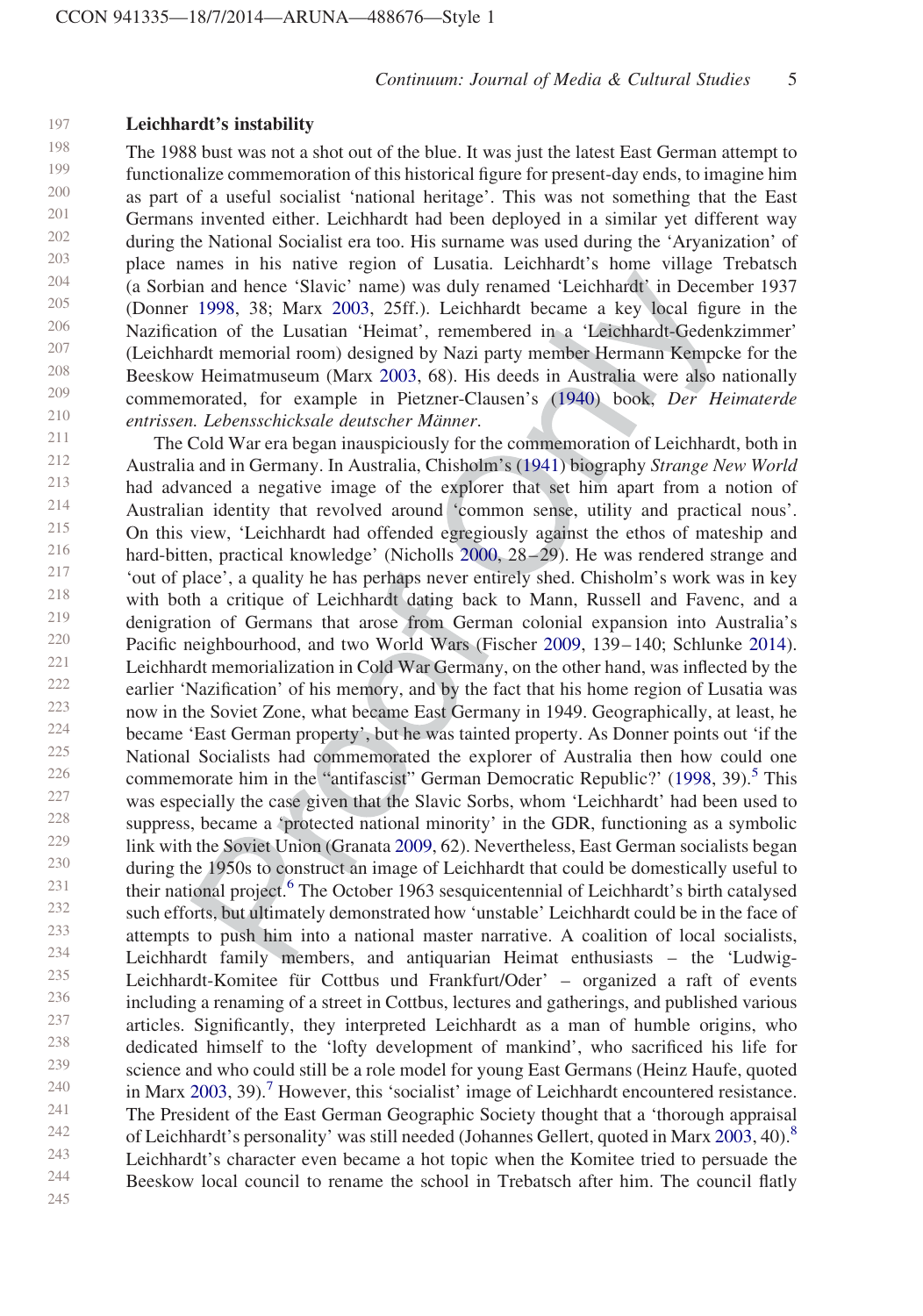## Leichhardt's instability

The 1988 bust was not a shot out of the blue. It was just the latest East German attempt to functionalize commemoration of this historical figure for present-day ends, to imagine him as part of a useful socialist 'national heritage'. This was not something that the East Germans invented either. Leichhardt had been deployed in a similar yet different way during the National Socialist era too. His surname was used during the 'Aryanization' of place names in his native region of Lusatia. Leichhardt's home village Trebatsch (a Sorbian and hence 'Slavic' name) was duly renamed 'Leichhardt' in December 1937 (Donner 1998, 38; Marx 2003, 25ff.). Leichhardt became a key local figure in the Nazification of the Lusatian 'Heimat', remembered in a 'Leichhardt-Gedenkzimmer' (Leichhardt memorial room) designed by Nazi party member Hermann Kempcke for the Beeskow Heimatmuseum (Marx 2003, 68). His deeds in Australia were also nationally commemorated, for example in Pietzner-Clausen's (1940) book, *Der Heimaterde entrissen. Lebensschicksale deutscher Männer*.

The Cold War era began inauspiciously for the commemoration of Leichhardt, both in Australia and in Germany. In Australia, Chisholm's (1941) biography *Strange New World* had advanced a negative image of the explorer that set him apart from a notion of Australian identity that revolved around 'common sense, utility and practical nous'. On this view, 'Leichhardt had offended egregiously against the ethos of mateship and hard-bitten, practical knowledge' (Nicholls 2000, 28–29). He was rendered strange and 'out of place', a quality he has perhaps never entirely shed. Chisholm's work was in key with both a critique of Leichhardt dating back to Mann, Russell and Favenc, and a denigration of Germans that arose from German colonial expansion into Australia's Pacific neighbourhood, and two World Wars (Fischer 2009, 139–140; Schlunke 2014). Leichhardt memorialization in Cold War Germany, on the other hand, was inflected by the earlier 'Nazification' of his memory, and by the fact that his home region of Lusatia was now in the Soviet Zone, what became East Germany in 1949. Geographically, at least, he became 'East German property', but he was tainted property. As Donner points out 'if the National Socialists had commemorated the explorer of Australia then how could one commemorate him in the "antifascist" German Democratic Republic?' (1998, 39).[5] This was especially the case given that the Slavic Sorbs, whom 'Leichhardt' had been used to suppress, became a 'protected national minority' in the GDR, functioning as a symbolic link with the Soviet Union (Granata 2009, 62). Nevertheless, East German socialists began during the 1950s to construct an image of Leichhardt that could be domestically useful to their national project.[6] The October 1963 sesquicentennial of Leichhardt's birth catalysed such efforts, but ultimately demonstrated how 'unstable' Leichhardt could be in the face of attempts to push him into a national master narrative. A coalition of local socialists, Leichhardt family members, and antiquarian Heimat enthusiasts – the 'Ludwig-Leichhardt-Komitee für Cottbus und Frankfurt/Oder' – organized a raft of events including a renaming of a street in Cottbus, lectures and gatherings, and published various articles. Significantly, they interpreted Leichhardt as a man of humble origins, who dedicated himself to the 'lofty development of mankind', who sacrificed his life for science and who could still be a role model for young East Germans (Heinz Haufe, quoted in Marx 2003, 39).[7] However, this 'socialist' image of Leichhardt encountered resistance. The President of the East German Geographic Society thought that a 'thorough appraisal of Leichhardt's personality' was still needed (Johannes Gellert, quoted in Marx 2003, 40).[8] Leichhardt's character even became a hot topic when the Komitee tried to persuade the Beeskow local council to rename the school in Trebatsch after him. The council flatly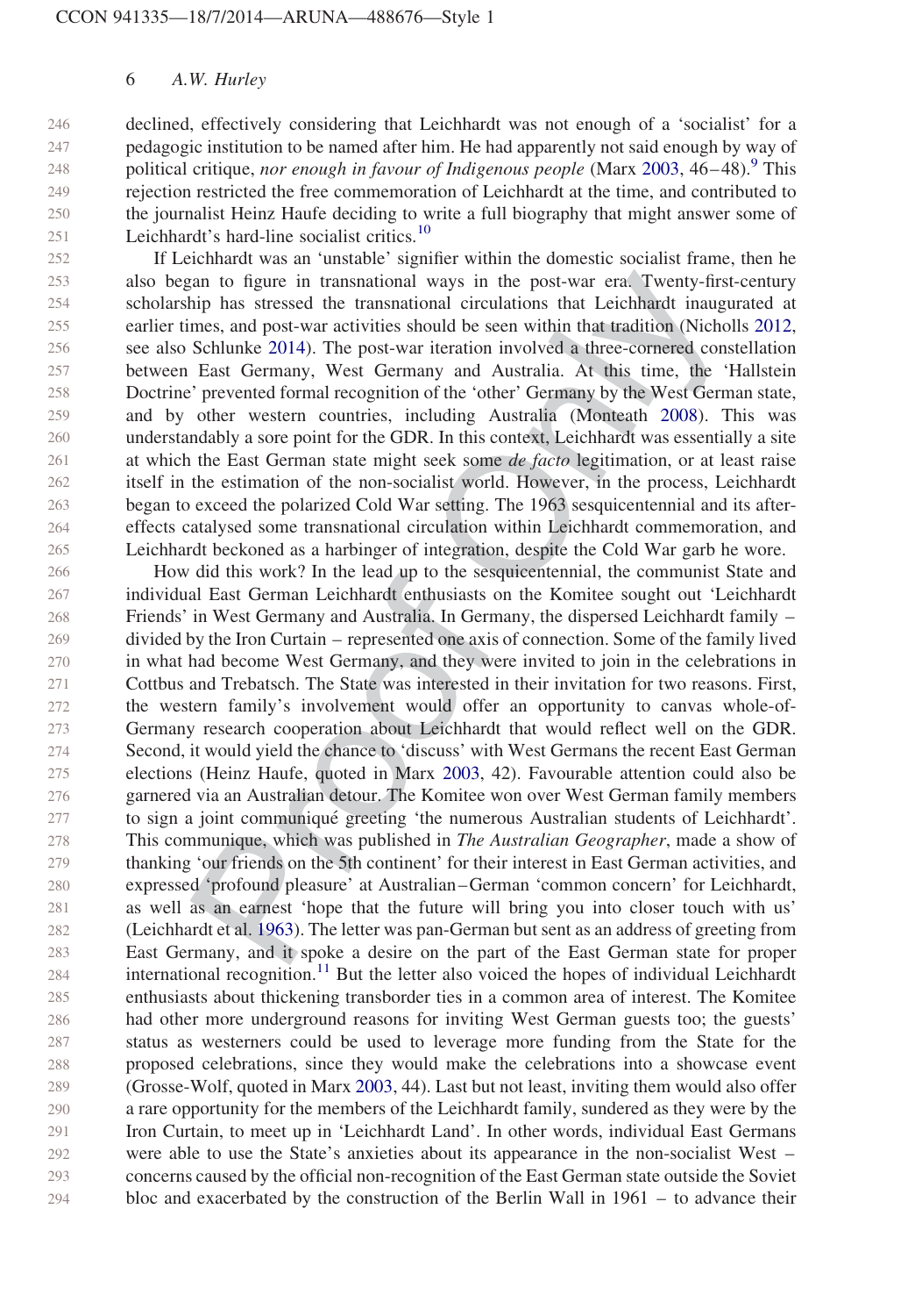declined, effectively considering that Leichhardt was not enough of a 'socialist' for a pedagogic institution to be named after him. He had apparently not said enough by way of political critique, *nor enough in favour of Indigenous people* (Marx 2003, 46–48).[9] This rejection restricted the free commemoration of Leichhardt at the time, and contributed to the journalist Heinz Haufe deciding to write a full biography that might answer some of Leichhardt's hard-line socialist critics.[10]

If Leichhardt was an 'unstable' signifier within the domestic socialist frame, then he also began to figure in transnational ways in the post-war era. Twenty-first-century scholarship has stressed the transnational circulations that Leichhardt inaugurated at earlier times, and post-war activities should be seen within that tradition (Nicholls 2012, see also Schlunke 2014). The post-war iteration involved a three-cornered constellation between East Germany, West Germany and Australia. At this time, the 'Hallstein Doctrine' prevented formal recognition of the 'other' Germany by the West German state, and by other western countries, including Australia (Monteath 2008). This was understandably a sore point for the GDR. In this context, Leichhardt was essentially a site at which the East German state might seek some *de facto* legitimation, or at least raise itself in the estimation of the non-socialist world. However, in the process, Leichhardt began to exceed the polarized Cold War setting. The 1963 sesquicentennial and its after-effects catalysed some transnational circulation within Leichhardt commemoration, and Leichhardt beckoned as a harbinger of integration, despite the Cold War garb he wore.

How did this work? In the lead up to the sesquicentennial, the communist State and individual East German Leichhardt enthusiasts on the Komitee sought out 'Leichhardt Friends' in West Germany and Australia. In Germany, the dispersed Leichhardt family – divided by the Iron Curtain – represented one axis of connection. Some of the family lived in what had become West Germany, and they were invited to join in the celebrations in Cottbus and Trebatsch. The State was interested in their invitation for two reasons. First, the western family's involvement would offer an opportunity to canvas whole-of-Germany research cooperation about Leichhardt that would reflect well on the GDR. Second, it would yield the chance to 'discuss' with West Germans the recent East German elections (Heinz Haufe, quoted in Marx 2003, 42). Favourable attention could also be garnered via an Australian detour. The Komitee won over West German family members to sign a joint communiqué greeting 'the numerous Australian students of Leichhardt'. This communique, which was published in *The Australian Geographer*, made a show of thanking 'our friends on the 5th continent' for their interest in East German activities, and expressed 'profound pleasure' at Australian–German 'common concern' for Leichhardt, as well as an earnest 'hope that the future will bring you into closer touch with us' (Leichhardt et al. 1963). The letter was pan-German but sent as an address of greeting from East Germany, and it spoke a desire on the part of the East German state for proper international recognition.[11] But the letter also voiced the hopes of individual Leichhardt enthusiasts about thickening transborder ties in a common area of interest. The Komitee had other more underground reasons for inviting West German guests too; the guests' status as westerners could be used to leverage more funding from the State for the proposed celebrations, since they would make the celebrations into a showcase event (Grosse-Wolf, quoted in Marx 2003, 44). Last but not least, inviting them would also offer a rare opportunity for the members of the Leichhardt family, sundered as they were by the Iron Curtain, to meet up in 'Leichhardt Land'. In other words, individual East Germans were able to use the State's anxieties about its appearance in the non-socialist West – concerns caused by the official non-recognition of the East German state outside the Soviet bloc and exacerbated by the construction of the Berlin Wall in 1961 – to advance their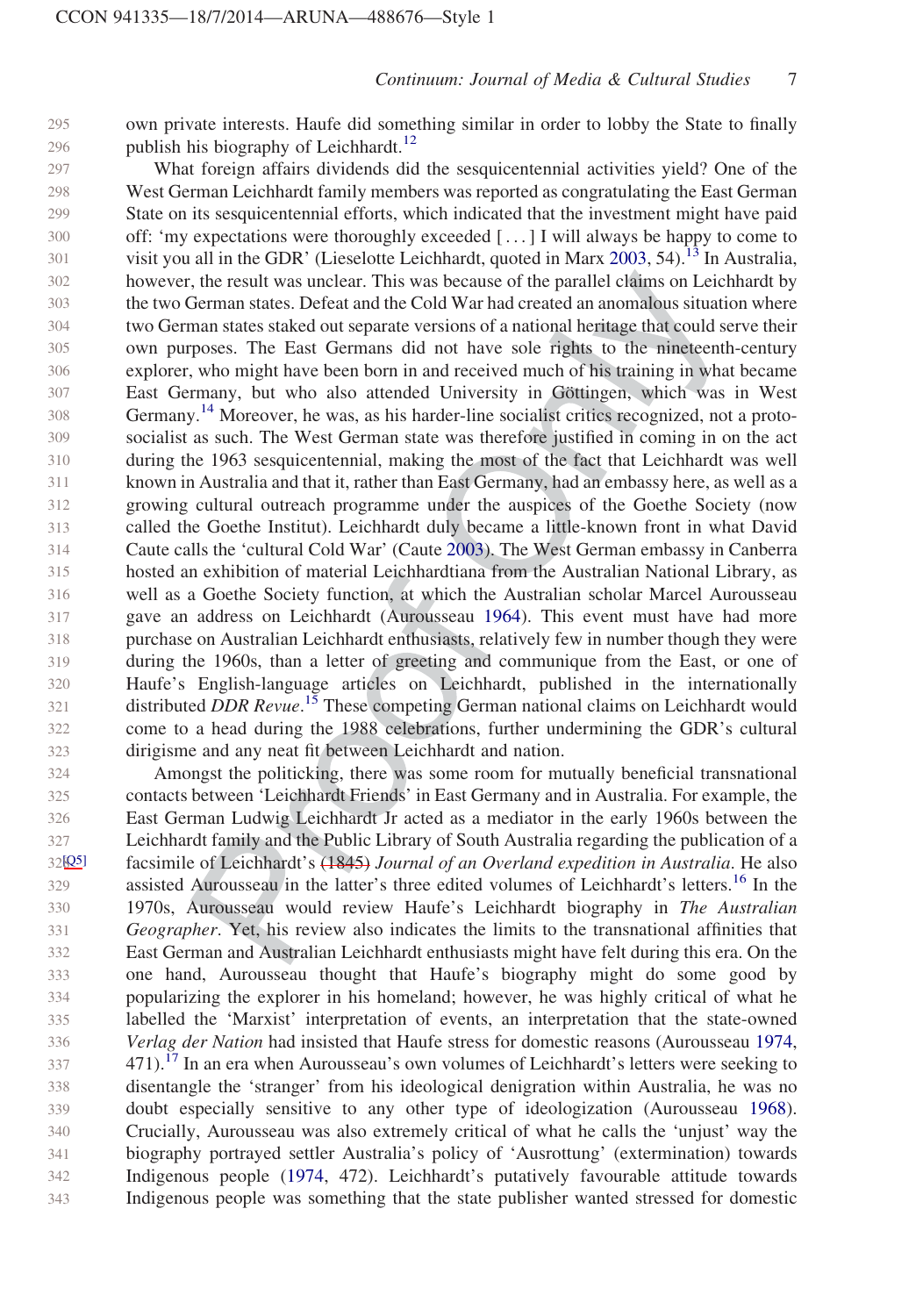own private interests. Haufe did something similar in order to lobby the State to finally publish his biography of Leichhardt.[12]

What foreign affairs dividends did the sesquicentennial activities yield? One of the West German Leichhardt family members was reported as congratulating the East German State on its sesquicentennial efforts, which indicated that the investment might have paid off: 'my expectations were thoroughly exceeded [ . . . ] I will always be happy to come to visit you all in the GDR' (Lieselotte Leichhardt, quoted in Marx 2003, 54).[13] In Australia, however, the result was unclear. This was because of the parallel claims on Leichhardt by the two German states. Defeat and the Cold War had created an anomalous situation where two German states staked out separate versions of a national heritage that could serve their own purposes. The East Germans did not have sole rights to the nineteenth-century explorer, who might have been born in and received much of his training in what became East Germany, but who also attended University in Göttingen, which was in West Germany.[14] Moreover, he was, as his harder-line socialist critics recognized, not a proto-socialist as such. The West German state was therefore justified in coming in on the act during the 1963 sesquicentennial, making the most of the fact that Leichhardt was well known in Australia and that it, rather than East Germany, had an embassy here, as well as a growing cultural outreach programme under the auspices of the Goethe Society (now called the Goethe Institut). Leichhardt duly became a little-known front in what David Caute calls the 'cultural Cold War' (Caute 2003). The West German embassy in Canberra hosted an exhibition of material Leichhardtiana from the Australian National Library, as well as a Goethe Society function, at which the Australian scholar Marcel Aurousseau gave an address on Leichhardt (Aurousseau 1964). This event must have had more purchase on Australian Leichhardt enthusiasts, relatively few in number though they were during the 1960s, than a letter of greeting and communique from the East, or one of Haufe's English-language articles on Leichhardt, published in the internationally distributed *DDR Revue*.[15] These competing German national claims on Leichhardt would come to a head during the 1988 celebrations, further undermining the GDR's cultural dirigisme and any neat fit between Leichhardt and nation.

Amongst the politicking, there was some room for mutually beneficial transnational contacts between 'Leichhardt Friends' in East Germany and in Australia. For example, the East German Ludwig Leichhardt Jr acted as a mediator in the early 1960s between the Leichhardt family and the Public Library of South Australia regarding the publication of a facsimile of Leichhardt's (1845) *Journal of an Overland expedition in Australia*. He also assisted Aurousseau in the latter's three edited volumes of Leichhardt's letters.[16] In the 1970s, Aurousseau would review Haufe's Leichhardt biography in *The Australian Geographer*. Yet, his review also indicates the limits to the transnational affinities that East German and Australian Leichhardt enthusiasts might have felt during this era. On the one hand, Aurousseau thought that Haufe's biography might do some good by popularizing the explorer in his homeland; however, he was highly critical of what he labelled the 'Marxist' interpretation of events, an interpretation that the state-owned *Verlag der Nation* had insisted that Haufe stress for domestic reasons (Aurousseau 1974, 471).[17] In an era when Aurousseau's own volumes of Leichhardt's letters were seeking to disentangle the 'stranger' from his ideological denigration within Australia, he was no doubt especially sensitive to any other type of ideologization (Aurousseau 1968). Crucially, Aurousseau was also extremely critical of what he calls the 'unjust' way the biography portrayed settler Australia's policy of 'Ausrottung' (extermination) towards Indigenous people (1974, 472). Leichhardt's putatively favourable attitude towards Indigenous people was something that the state publisher wanted stressed for domestic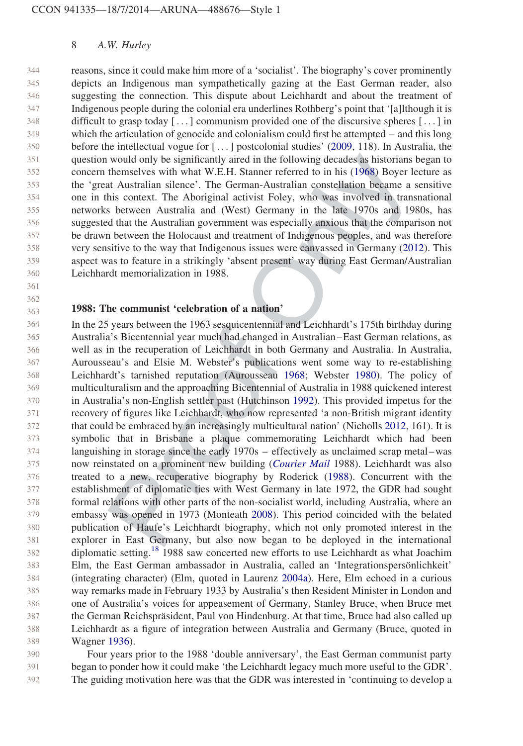reasons, since it could make him more of a 'socialist'. The biography's cover prominently depicts an Indigenous man sympathetically gazing at the East German reader, also suggesting the connection. This dispute about Leichhardt and about the treatment of Indigenous people during the colonial era underlines Rothberg's point that '[a]lthough it is difficult to grasp today [ . . . ] communism provided one of the discursive spheres [ . . . ] in which the articulation of genocide and colonialism could first be attempted – and this long before the intellectual vogue for [ . . . ] postcolonial studies' (2009, 118). In Australia, the question would only be significantly aired in the following decades as historians began to concern themselves with what W.E.H. Stanner referred to in his (1968) Boyer lecture as the 'great Australian silence'. The German-Australian constellation became a sensitive one in this context. The Aboriginal activist Foley, who was involved in transnational networks between Australia and (West) Germany in the late 1970s and 1980s, has suggested that the Australian government was especially anxious that the comparison not be drawn between the Holocaust and treatment of Indigenous peoples, and was therefore very sensitive to the way that Indigenous issues were canvassed in Germany (2012). This aspect was to feature in a strikingly 'absent present' way during East German/Australian Leichhardt memorialization in 1988.

## 1988: The communist 'celebration of a nation'

In the 25 years between the 1963 sesquicentennial and Leichhardt's 175th birthday during Australia's Bicentennial year much had changed in Australian–East German relations, as well as in the recuperation of Leichhardt in both Germany and Australia. In Australia, Aurousseau's and Elsie M. Webster's publications went some way to re-establishing Leichhardt's tarnished reputation (Aurousseau 1968; Webster 1980). The policy of multiculturalism and the approaching Bicentennial of Australia in 1988 quickened interest in Australia's non-English settler past (Hutchinson 1992). This provided impetus for the recovery of figures like Leichhardt, who now represented 'a non-British migrant identity that could be embraced by an increasingly multicultural nation' (Nicholls 2012, 161). It is symbolic that in Brisbane a plaque commemorating Leichhardt which had been languishing in storage since the early 1970s – effectively as unclaimed scrap metal – was now reinstated on a prominent new building (*Courier Mail* 1988). Leichhardt was also treated to a new, recuperative biography by Roderick (1988). Concurrent with the establishment of diplomatic ties with West Germany in late 1972, the GDR had sought formal relations with other parts of the non-socialist world, including Australia, where an embassy was opened in 1973 (Monteath 2008). This period coincided with the belated publication of Haufe's Leichhardt biography, which not only promoted interest in the explorer in East Germany, but also now began to be deployed in the international diplomatic setting.[18] 1988 saw concerted new efforts to use Leichhardt as what Joachim Elm, the East German ambassador in Australia, called an 'Integrationspersönlichkeit' (integrating character) (Elm, quoted in Laurenz 2004a). Here, Elm echoed in a curious way remarks made in February 1933 by Australia's then Resident Minister in London and one of Australia's voices for appeasement of Germany, Stanley Bruce, when Bruce met the German Reichspräsident, Paul von Hindenburg. At that time, Bruce had also called up Leichhardt as a figure of integration between Australia and Germany (Bruce, quoted in Wagner 1936).

Four years prior to the 1988 'double anniversary', the East German communist party began to ponder how it could make 'the Leichhardt legacy much more useful to the GDR'. The guiding motivation here was that the GDR was interested in 'continuing to develop a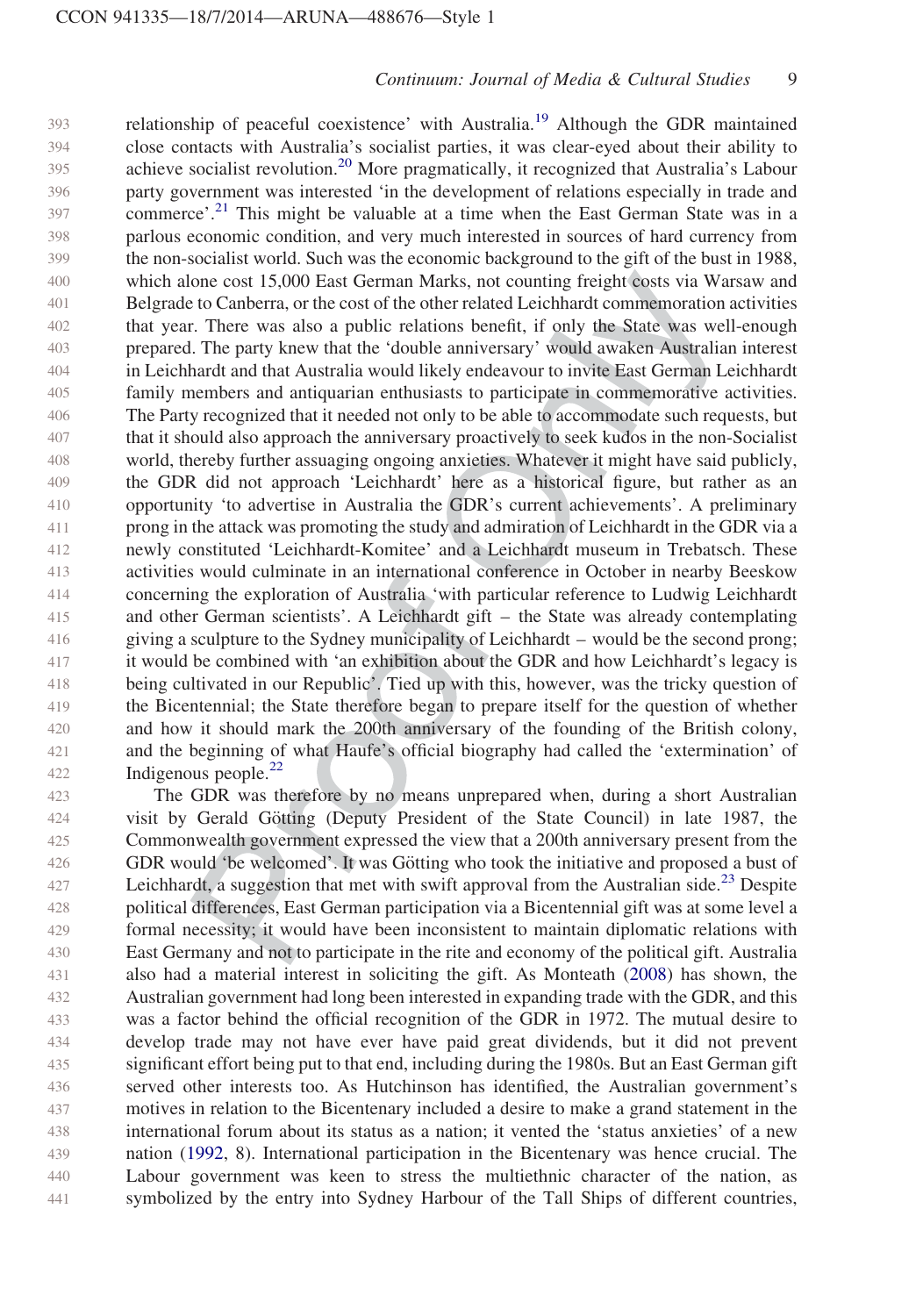relationship of peaceful coexistence' with Australia.[19] Although the GDR maintained close contacts with Australia's socialist parties, it was clear-eyed about their ability to achieve socialist revolution.[20] More pragmatically, it recognized that Australia's Labour party government was interested 'in the development of relations especially in trade and commerce'.[21] This might be valuable at a time when the East German State was in a parlous economic condition, and very much interested in sources of hard currency from the non-socialist world. Such was the economic background to the gift of the bust in 1988, which alone cost 15,000 East German Marks, not counting freight costs via Warsaw and Belgrade to Canberra, or the cost of the other related Leichhardt commemoration activities that year. There was also a public relations benefit, if only the State was well-enough prepared. The party knew that the 'double anniversary' would awaken Australian interest in Leichhardt and that Australia would likely endeavour to invite East German Leichhardt family members and antiquarian enthusiasts to participate in commemorative activities. The Party recognized that it needed not only to be able to accommodate such requests, but that it should also approach the anniversary proactively to seek kudos in the non-Socialist world, thereby further assuaging ongoing anxieties. Whatever it might have said publicly, the GDR did not approach 'Leichhardt' here as a historical figure, but rather as an opportunity 'to advertise in Australia the GDR's current achievements'. A preliminary prong in the attack was promoting the study and admiration of Leichhardt in the GDR via a newly constituted 'Leichhardt-Komitee' and a Leichhardt museum in Trebatsch. These activities would culminate in an international conference in October in nearby Beeskow concerning the exploration of Australia 'with particular reference to Ludwig Leichhardt and other German scientists'. A Leichhardt gift – the State was already contemplating giving a sculpture to the Sydney municipality of Leichhardt – would be the second prong; it would be combined with 'an exhibition about the GDR and how Leichhardt's legacy is being cultivated in our Republic'. Tied up with this, however, was the tricky question of the Bicentennial; the State therefore began to prepare itself for the question of whether and how it should mark the 200th anniversary of the founding of the British colony, and the beginning of what Haufe's official biography had called the 'extermination' of Indigenous people.[22]

The GDR was therefore by no means unprepared when, during a short Australian visit by Gerald Götting (Deputy President of the State Council) in late 1987, the Commonwealth government expressed the view that a 200th anniversary present from the GDR would 'be welcomed'. It was Götting who took the initiative and proposed a bust of Leichhardt, a suggestion that met with swift approval from the Australian side.[23] Despite political differences, East German participation via a Bicentennial gift was at some level a formal necessity; it would have been inconsistent to maintain diplomatic relations with East Germany and not to participate in the rite and economy of the political gift. Australia also had a material interest in soliciting the gift. As Monteath (2008) has shown, the Australian government had long been interested in expanding trade with the GDR, and this was a factor behind the official recognition of the GDR in 1972. The mutual desire to develop trade may not have ever have paid great dividends, but it did not prevent significant effort being put to that end, including during the 1980s. But an East German gift served other interests too. As Hutchinson has identified, the Australian government's motives in relation to the Bicentenary included a desire to make a grand statement in the international forum about its status as a nation; it vented the 'status anxieties' of a new nation (1992, 8). International participation in the Bicentenary was hence crucial. The Labour government was keen to stress the multiethnic character of the nation, as symbolized by the entry into Sydney Harbour of the Tall Ships of different countries,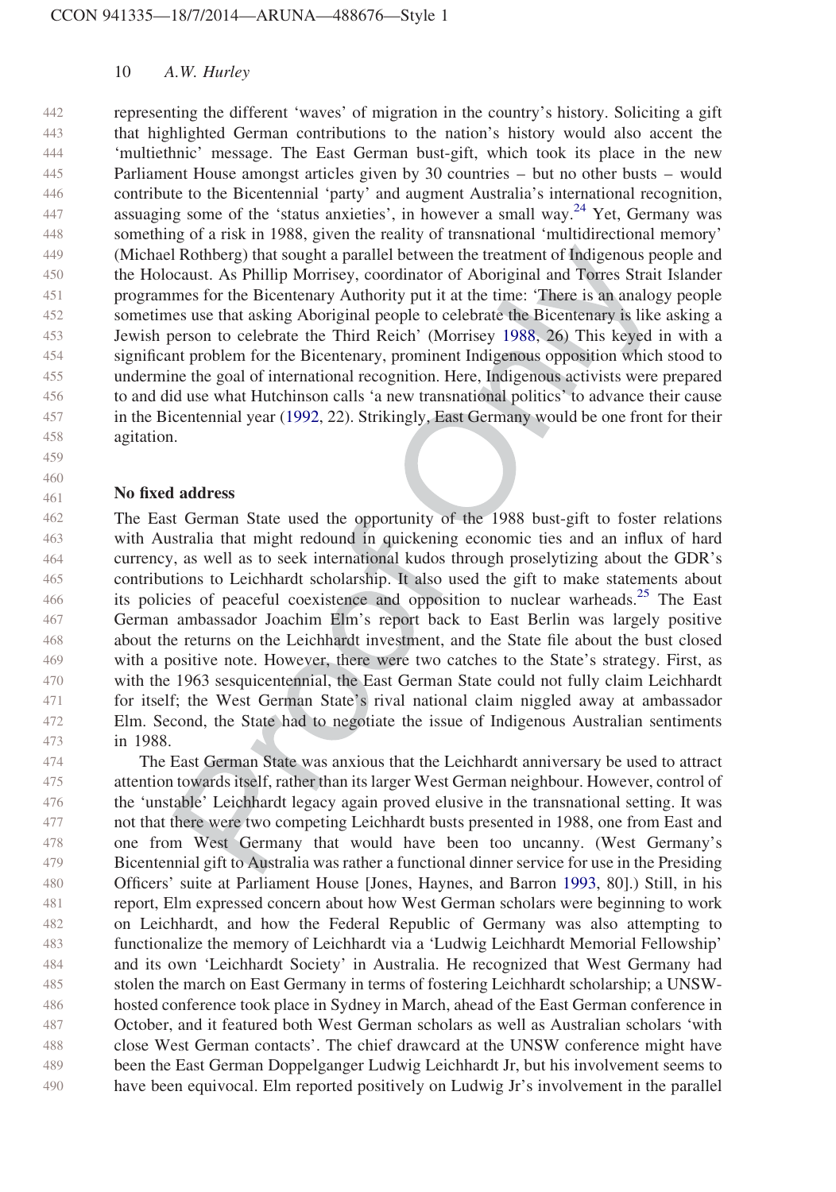representing the different 'waves' of migration in the country's history. Soliciting a gift that highlighted German contributions to the nation's history would also accent the 'multiethnic' message. The East German bust-gift, which took its place in the new Parliament House amongst articles given by 30 countries – but no other busts – would contribute to the Bicentennial 'party' and augment Australia's international recognition, assuaging some of the 'status anxieties', in however a small way.[24] Yet, Germany was something of a risk in 1988, given the reality of transnational 'multidirectional memory' (Michael Rothberg) that sought a parallel between the treatment of Indigenous people and the Holocaust. As Phillip Morrisey, coordinator of Aboriginal and Torres Strait Islander programmes for the Bicentenary Authority put it at the time: 'There is an analogy people sometimes use that asking Aboriginal people to celebrate the Bicentenary is like asking a Jewish person to celebrate the Third Reich' (Morrisey 1988, 26) This keyed in with a significant problem for the Bicentenary, prominent Indigenous opposition which stood to undermine the goal of international recognition. Here, Indigenous activists were prepared to and did use what Hutchinson calls 'a new transnational politics' to advance their cause in the Bicentennial year (1992, 22). Strikingly, East Germany would be one front for their agitation.

## No fixed address

The East German State used the opportunity of the 1988 bust-gift to foster relations with Australia that might redound in quickening economic ties and an influx of hard currency, as well as to seek international kudos through proselytizing about the GDR's contributions to Leichhardt scholarship. It also used the gift to make statements about its policies of peaceful coexistence and opposition to nuclear warheads.[25] The East German ambassador Joachim Elm's report back to East Berlin was largely positive about the returns on the Leichhardt investment, and the State file about the bust closed with a positive note. However, there were two catches to the State's strategy. First, as with the 1963 sesquicentennial, the East German State could not fully claim Leichhardt for itself; the West German State's rival national claim niggled away at ambassador Elm. Second, the State had to negotiate the issue of Indigenous Australian sentiments in 1988.

The East German State was anxious that the Leichhardt anniversary be used to attract attention towards itself, rather than its larger West German neighbour. However, control of the 'unstable' Leichhardt legacy again proved elusive in the transnational setting. It was not that there were two competing Leichhardt busts presented in 1988, one from East and one from West Germany that would have been too uncanny. (West Germany's Bicentennial gift to Australia was rather a functional dinner service for use in the Presiding Officers' suite at Parliament House [Jones, Haynes, and Barron 1993, 80].) Still, in his report, Elm expressed concern about how West German scholars were beginning to work on Leichhardt, and how the Federal Republic of Germany was also attempting to functionalize the memory of Leichhardt via a 'Ludwig Leichhardt Memorial Fellowship' and its own 'Leichhardt Society' in Australia. He recognized that West Germany had stolen the march on East Germany in terms of fostering Leichhardt scholarship; a UNSW-hosted conference took place in Sydney in March, ahead of the East German conference in October, and it featured both West German scholars as well as Australian scholars 'with close West German contacts'. The chief drawcard at the UNSW conference might have been the East German Doppelganger Ludwig Leichhardt Jr, but his involvement seems to have been equivocal. Elm reported positively on Ludwig Jr's involvement in the parallel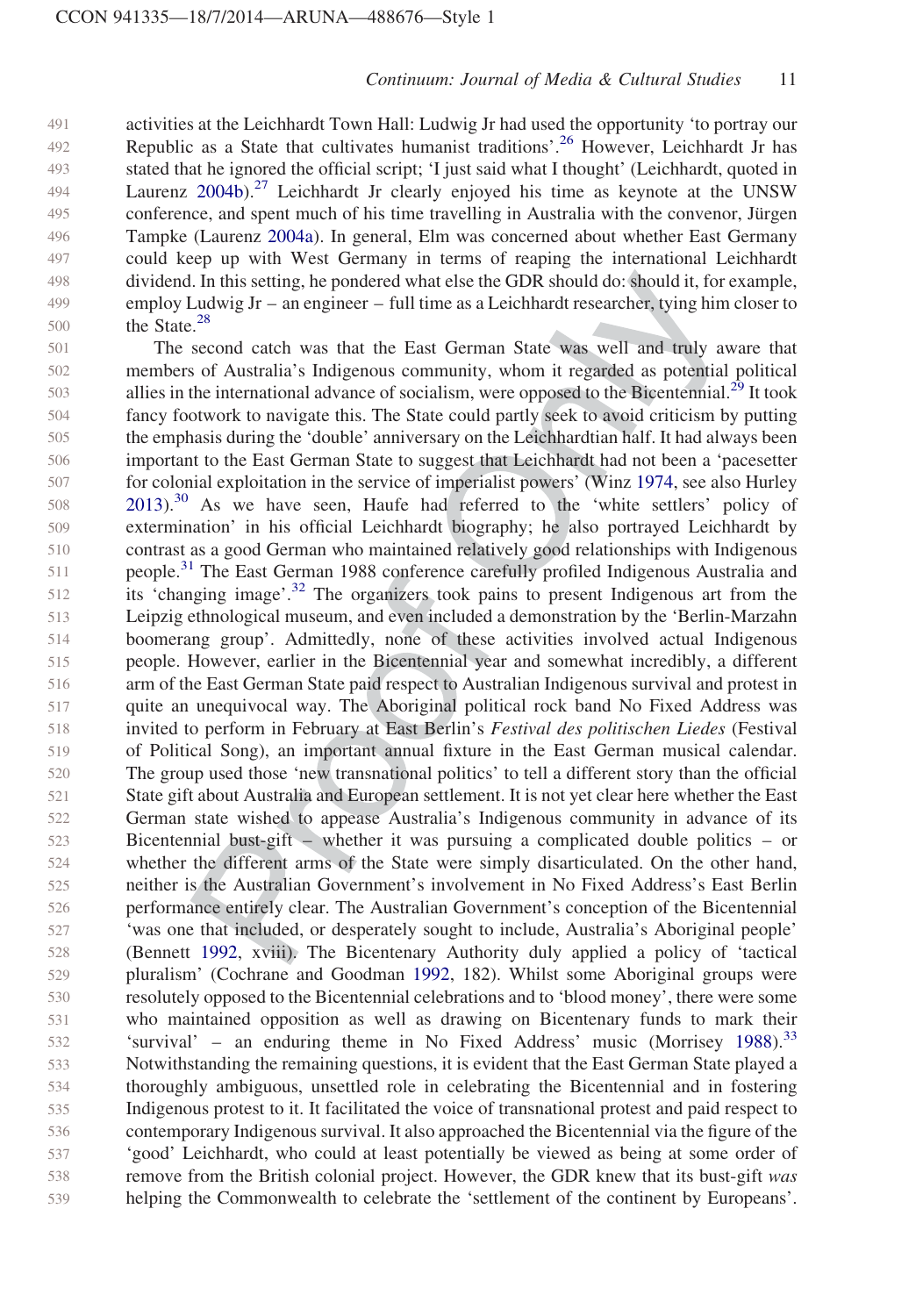activities at the Leichhardt Town Hall: Ludwig Jr had used the opportunity 'to portray our Republic as a State that cultivates humanist traditions'.[26] However, Leichhardt Jr has stated that he ignored the official script; 'I just said what I thought' (Leichhardt, quoted in Laurenz 2004b).[27] Leichhardt Jr clearly enjoyed his time as keynote at the UNSW conference, and spent much of his time travelling in Australia with the convenor, Jürgen Tampke (Laurenz 2004a). In general, Elm was concerned about whether East Germany could keep up with West Germany in terms of reaping the international Leichhardt dividend. In this setting, he pondered what else the GDR should do: should it, for example, employ Ludwig Jr – an engineer – full time as a Leichhardt researcher, tying him closer to the State.[28]

The second catch was that the East German State was well and truly aware that members of Australia's Indigenous community, whom it regarded as potential political allies in the international advance of socialism, were opposed to the Bicentennial.[29] It took fancy footwork to navigate this. The State could partly seek to avoid criticism by putting the emphasis during the 'double' anniversary on the Leichhardtian half. It had always been important to the East German State to suggest that Leichhardt had not been a 'pacesetter for colonial exploitation in the service of imperialist powers' (Winz 1974, see also Hurley 2013).[30] As we have seen, Haufe had referred to the 'white settlers' policy of extermination' in his official Leichhardt biography; he also portrayed Leichhardt by contrast as a good German who maintained relatively good relationships with Indigenous people.[31] The East German 1988 conference carefully profiled Indigenous Australia and its 'changing image'.[32] The organizers took pains to present Indigenous art from the Leipzig ethnological museum, and even included a demonstration by the 'Berlin-Marzahn boomerang group'. Admittedly, none of these activities involved actual Indigenous people. However, earlier in the Bicentennial year and somewhat incredibly, a different arm of the East German State paid respect to Australian Indigenous survival and protest in quite an unequivocal way. The Aboriginal political rock band No Fixed Address was invited to perform in February at East Berlin's *Festival des politischen Liedes* (Festival of Political Song), an important annual fixture in the East German musical calendar. The group used those 'new transnational politics' to tell a different story than the official State gift about Australia and European settlement. It is not yet clear here whether the East German state wished to appease Australia's Indigenous community in advance of its Bicentennial bust-gift – whether it was pursuing a complicated double politics – or whether the different arms of the State were simply disarticulated. On the other hand, neither is the Australian Government's involvement in No Fixed Address's East Berlin performance entirely clear. The Australian Government's conception of the Bicentennial 'was one that included, or desperately sought to include, Australia's Aboriginal people' (Bennett 1992, xviii). The Bicentenary Authority duly applied a policy of 'tactical pluralism' (Cochrane and Goodman 1992, 182). Whilst some Aboriginal groups were resolutely opposed to the Bicentennial celebrations and to 'blood money', there were some who maintained opposition as well as drawing on Bicentenary funds to mark their 'survival' – an enduring theme in No Fixed Address' music (Morrisey 1988).[33] Notwithstanding the remaining questions, it is evident that the East German State played a thoroughly ambiguous, unsettled role in celebrating the Bicentennial and in fostering Indigenous protest to it. It facilitated the voice of transnational protest and paid respect to contemporary Indigenous survival. It also approached the Bicentennial via the figure of the 'good' Leichhardt, who could at least potentially be viewed as being at some order of remove from the British colonial project. However, the GDR knew that its bust-gift *was* helping the Commonwealth to celebrate the 'settlement of the continent by Europeans'.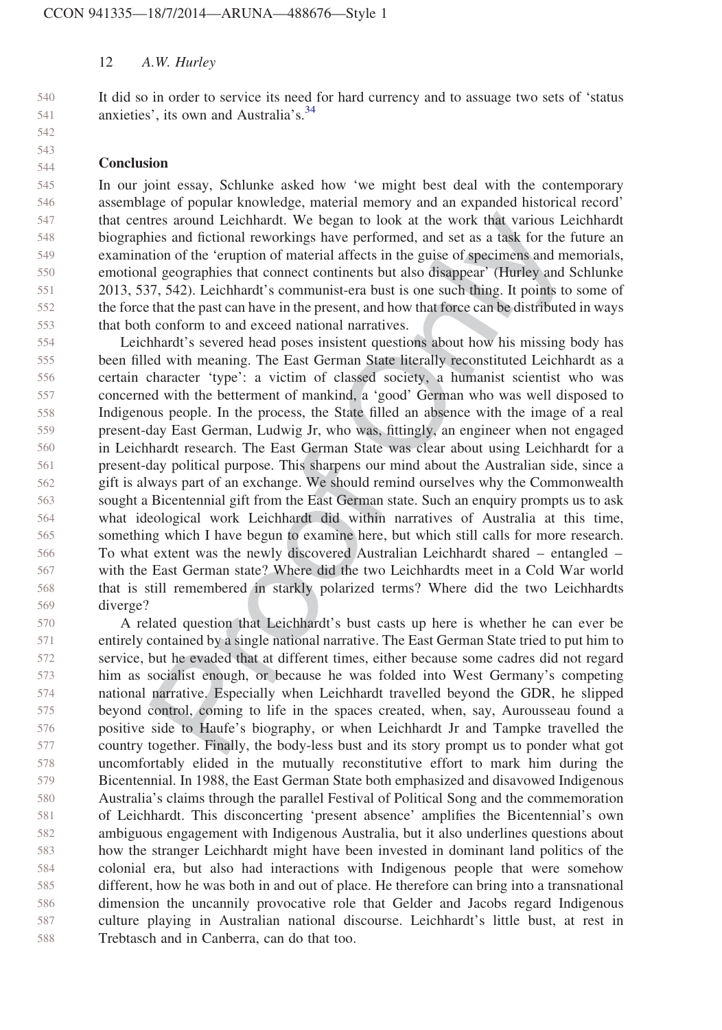It did so in order to service its need for hard currency and to assuage two sets of 'status anxieties', its own and Australia's.[34]

## Conclusion

In our joint essay, Schlunke asked how 'we might best deal with the contemporary assemblage of popular knowledge, material memory and an expanded historical record' that centres around Leichhardt. We began to look at the work that various Leichhardt biographies and fictional reworkings have performed, and set as a task for the future an examination of the 'eruption of material affects in the guise of specimens and memorials, emotional geographies that connect continents but also disappear' (Hurley and Schlunke 2013, 537, 542). Leichhardt's communist-era bust is one such thing. It points to some of the force that the past can have in the present, and how that force can be distributed in ways that both conform to and exceed national narratives.

Leichhardt's severed head poses insistent questions about how his missing body has been filled with meaning. The East German State literally reconstituted Leichhardt as a certain character 'type': a victim of classed society, a humanist scientist who was concerned with the betterment of mankind, a 'good' German who was well disposed to Indigenous people. In the process, the State filled an absence with the image of a real present-day East German, Ludwig Jr, who was, fittingly, an engineer when not engaged in Leichhardt research. The East German State was clear about using Leichhardt for a present-day political purpose. This sharpens our mind about the Australian side, since a gift is always part of an exchange. We should remind ourselves why the Commonwealth sought a Bicentennial gift from the East German state. Such an enquiry prompts us to ask what ideological work Leichhardt did within narratives of Australia at this time, something which I have begun to examine here, but which still calls for more research. To what extent was the newly discovered Australian Leichhardt shared – entangled – with the East German state? Where did the two Leichhardts meet in a Cold War world that is still remembered in starkly polarized terms? Where did the two Leichhardts diverge?

A related question that Leichhardt's bust casts up here is whether he can ever be entirely contained by a single national narrative. The East German State tried to put him to service, but he evaded that at different times, either because some cadres did not regard him as socialist enough, or because he was folded into West Germany's competing national narrative. Especially when Leichhardt travelled beyond the GDR, he slipped beyond control, coming to life in the spaces created, when, say, Aurousseau found a positive side to Haufe's biography, or when Leichhardt Jr and Tampke travelled the country together. Finally, the body-less bust and its story prompt us to ponder what got uncomfortably elided in the mutually reconstitutive effort to mark him during the Bicentennial. In 1988, the East German State both emphasized and disavowed Indigenous Australia's claims through the parallel Festival of Political Song and the commemoration of Leichhardt. This disconcerting 'present absence' amplifies the Bicentennial's own ambiguous engagement with Indigenous Australia, but it also underlines questions about how the stranger Leichhardt might have been invested in dominant land politics of the colonial era, but also had interactions with Indigenous people that were somehow different, how he was both in and out of place. He therefore can bring into a transnational dimension the uncannily provocative role that Gelder and Jacobs regard Indigenous culture playing in Australian national discourse. Leichhardt's little bust, at rest in Trebtasch and in Canberra, can do that too.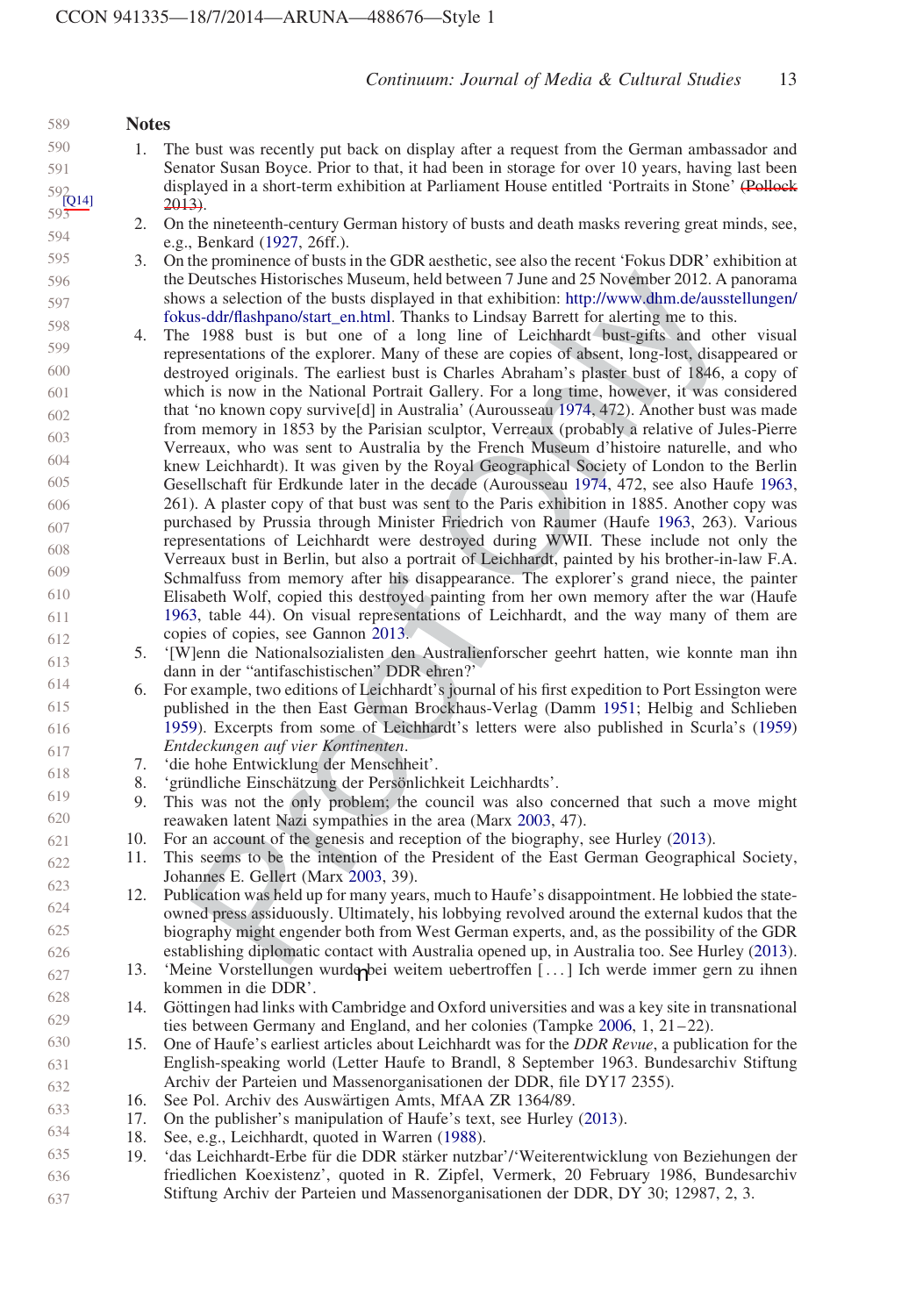## Notes

1. The bust was recently put back on display after a request from the German ambassador and Senator Susan Boyce. Prior to that, it had been in storage for over 10 years, having last been displayed in a short-term exhibition at Parliament House entitled 'Portraits in Stone' (Pollock 2013).
2. On the nineteenth-century German history of busts and death masks revering great minds, see, e.g., Benkard (1927, 26ff.).
3. On the prominence of busts in the GDR aesthetic, see also the recent 'Fokus DDR' exhibition at the Deutsches Historisches Museum, held between 7 June and 25 November 2012. A panorama shows a selection of the busts displayed in that exhibition: http://www.dhm.de/ausstellungen/fokus-ddr/flashpano/start_en.html. Thanks to Lindsay Barrett for alerting me to this.
4. The 1988 bust is but one of a long line of Leichhardt bust-gifts and other visual representations of the explorer. Many of these are copies of absent, long-lost, disappeared or destroyed originals. The earliest bust is Charles Abraham's plaster bust of 1846, a copy of which is now in the National Portrait Gallery. For a long time, however, it was considered that 'no known copy survive[d] in Australia' (Aurousseau 1974, 472). Another bust was made from memory in 1853 by the Parisian sculptor, Verreaux (probably a relative of Jules-Pierre Verreaux, who was sent to Australia by the French Museum d'histoire naturelle, and who knew Leichhardt). It was given by the Royal Geographical Society of London to the Berlin Gesellschaft für Erdkunde later in the decade (Aurousseau 1974, 472, see also Haufe 1963, 261). A plaster copy of that bust was sent to the Paris exhibition in 1885. Another copy was purchased by Prussia through Minister Friedrich von Raumer (Haufe 1963, 263). Various representations of Leichhardt were destroyed during WWII. These include not only the Verreaux bust in Berlin, but also a portrait of Leichhardt, painted by his brother-in-law F.A. Schmalfuss from memory after his disappearance. The explorer's grand niece, the painter Elisabeth Wolf, copied this destroyed painting from her own memory after the war (Haufe 1963, table 44). On visual representations of Leichhardt, and the way many of them are copies of copies, see Gannon 2013.
5. '[W]enn die Nationalsozialisten den Australienforscher geehrt hatten, wie konnte man ihn dann in der "antifaschistischen" DDR ehren?'
6. For example, two editions of Leichhardt's journal of his first expedition to Port Essington were published in the then East German Brockhaus-Verlag (Damm 1951; Helbig and Schlieben 1959). Excerpts from some of Leichhardt's letters were also published in Scurla's (1959) *Entdeckungen auf vier Kontinenten*.
7. 'die hohe Entwicklung der Menschheit'.
8. 'gründliche Einschätzung der Persönlichkeit Leichhardts'.
9. This was not the only problem; the council was also concerned that such a move might reawaken latent Nazi sympathies in the area (Marx 2003, 47).
10. For an account of the genesis and reception of the biography, see Hurley (2013).
11. This seems to be the intention of the President of the East German Geographical Society, Johannes E. Gellert (Marx 2003, 39).
12. Publication was held up for many years, much to Haufe's disappointment. He lobbied the state-owned press assiduously. Ultimately, his lobbying revolved around the external kudos that the biography might engender both from West German experts, and, as the possibility of the GDR establishing diplomatic contact with Australia opened up, in Australia too. See Hurley (2013).
13. 'Meine Vorstellungen wurden bei weitem uebertroffen [...] Ich werde immer gern zu ihnen kommen in die DDR'.
14. Göttingen had links with Cambridge and Oxford universities and was a key site in transnational ties between Germany and England, and her colonies (Tampke 2006, 1, 21–22).
15. One of Haufe's earliest articles about Leichhardt was for the *DDR Revue*, a publication for the English-speaking world (Letter Haufe to Brandl, 8 September 1963. Bundesarchiv Stiftung Archiv der Parteien und Massenorganisationen der DDR, file DY17 2355).
16. See Pol. Archiv des Auswärtigen Amts, MfAA ZR 1364/89.
17. On the publisher's manipulation of Haufe's text, see Hurley (2013).
18. See, e.g., Leichhardt, quoted in Warren (1988).
19. 'das Leichhardt-Erbe für die DDR stärker nutzbar'/'Weiterentwicklung von Beziehungen der friedlichen Koexistenz', quoted in R. Zipfel, Vermerk, 20 February 1986, Bundesarchiv Stiftung Archiv der Parteien und Massenorganisationen der DDR, DY 30; 12987, 2, 3.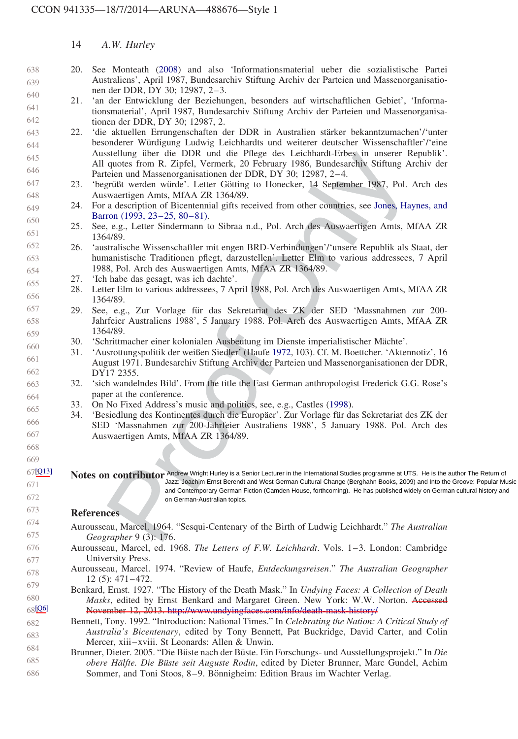20. See Monteath (2008) and also 'Informationsmaterial ueber die sozialistische Partei Australiens', April 1987, Bundesarchiv Stiftung Archiv der Parteien und Massenorganisationen der DDR, DY 30; 12987, 2–3.
21. 'an der Entwicklung der Beziehungen, besonders auf wirtschaftlichen Gebiet', 'Informationsmaterial', April 1987, Bundesarchiv Stiftung Archiv der Parteien und Massenorganisationen der DDR, DY 30; 12987, 2.
22. 'die aktuellen Errungenschaften der DDR in Australien stärker bekanntzumachen'/'unter besonderer Würdigung Ludwig Leichhardts und weiterer deutscher Wissenschaftler'/'eine Ausstellung über die DDR und die Pflege des Leichhardt-Erbes in unserer Republik'. All quotes from R. Zipfel, Vermerk, 20 February 1986, Bundesarchiv Stiftung Archiv der Parteien und Massenorganisationen der DDR, DY 30; 12987, 2–4.
23. 'begrüßt werden würde'. Letter Götting to Honecker, 14 September 1987, Pol. Arch des Auswaertigen Amts, MfAA ZR 1364/89.
24. For a description of Bicentennial gifts received from other countries, see Jones, Haynes, and Barron (1993, 23–25, 80–81).
25. See, e.g., Letter Sindermann to Sibraa n.d., Pol. Arch des Auswaertigen Amts, MfAA ZR 1364/89.
26. 'australische Wissenschaftler mit engen BRD-Verbindungen'/'unsere Republik als Staat, der humanistische Traditionen pflegt, darzustellen'. Letter Elm to various addressees, 7 April 1988, Pol. Arch des Auswaertigen Amts, MfAA ZR 1364/89.
27. 'Ich habe das gesagt, was ich dachte'.
28. Letter Elm to various addressees, 7 April 1988, Pol. Arch des Auswaertigen Amts, MfAA ZR 1364/89.
29. See, e.g., Zur Vorlage für das Sekretariat des ZK der SED 'Massnahmen zur 200-Jahrfeier Australiens 1988', 5 January 1988. Pol. Arch des Auswaertigen Amts, MfAA ZR 1364/89.
30. 'Schrittmacher einer kolonialen Ausbeutung im Dienste imperialistischer Mächte'.
31. 'Ausrottungspolitik der weißen Siedler' (Haufe 1972, 103). Cf. M. Boettcher. 'Aktennotiz', 16 August 1971. Bundesarchiv Stiftung Archiv der Parteien und Massenorganisationen der DDR, DY17 2355.
32. 'sich wandelndes Bild'. From the title the East German anthropologist Frederick G.G. Rose's paper at the conference.
33. On No Fixed Address's music and politics, see, e.g., Castles (1998).
34. 'Besiedlung des Kontinentes durch die Europäer'. Zur Vorlage für das Sekretariat des ZK der SED 'Massnahmen zur 200-Jahrfeier Australiens 1988', 5 January 1988. Pol. Arch des Auswaertigen Amts, MfAA ZR 1364/89.

[Q13]

## Notes on contributor

Andrew Wright Hurley is a Senior Lecturer in the International Studies programme at UTS. He is the author The Return of Jazz: Joachim Ernst Berendt and West German Cultural Change (Berghahn Books, 2009) and Into the Groove: Popular Music and Contemporary German Fiction (Camden House, forthcoming). He has published widely on German cultural history and on German-Australian topics.

## References

Aurousseau, Marcel. 1964. "Sesqui-Centenary of the Birth of Ludwig Leichhardt." *The Australian Geographer* 9 (3): 176.

Aurousseau, Marcel, ed. 1968. *The Letters of F.W. Leichhardt*. Vols. 1–3. London: Cambridge University Press.

Aurousseau, Marcel. 1974. "Review of Haufe, *Entdeckungsreisen*." *The Australian Geographer* 12 (5): 471–472.

Benkard, Ernst. 1927. "The History of the Death Mask." In *Undying Faces: A Collection of Death Masks*, edited by Ernst Benkard and Margaret Green. New York: W.W. Norton. ~~Accessed November 12, 2013. http://www.undyingfaces.com/info/death-mask-history/~~ [Q6]

Bennett, Tony. 1992. "Introduction: National Times." In *Celebrating the Nation: A Critical Study of Australia's Bicentenary*, edited by Tony Bennett, Pat Buckridge, David Carter, and Colin Mercer, xiii–xviii. St Leonards: Allen & Unwin.

Brunner, Dieter. 2005. "Die Büste nach der Büste. Ein Forschungs- und Ausstellungsprojekt." In *Die obere Hälfte. Die Büste seit Auguste Rodin*, edited by Dieter Brunner, Marc Gundel, Achim Sommer, and Toni Stoos, 8–9. Bönnigheim: Edition Braus im Wachter Verlag.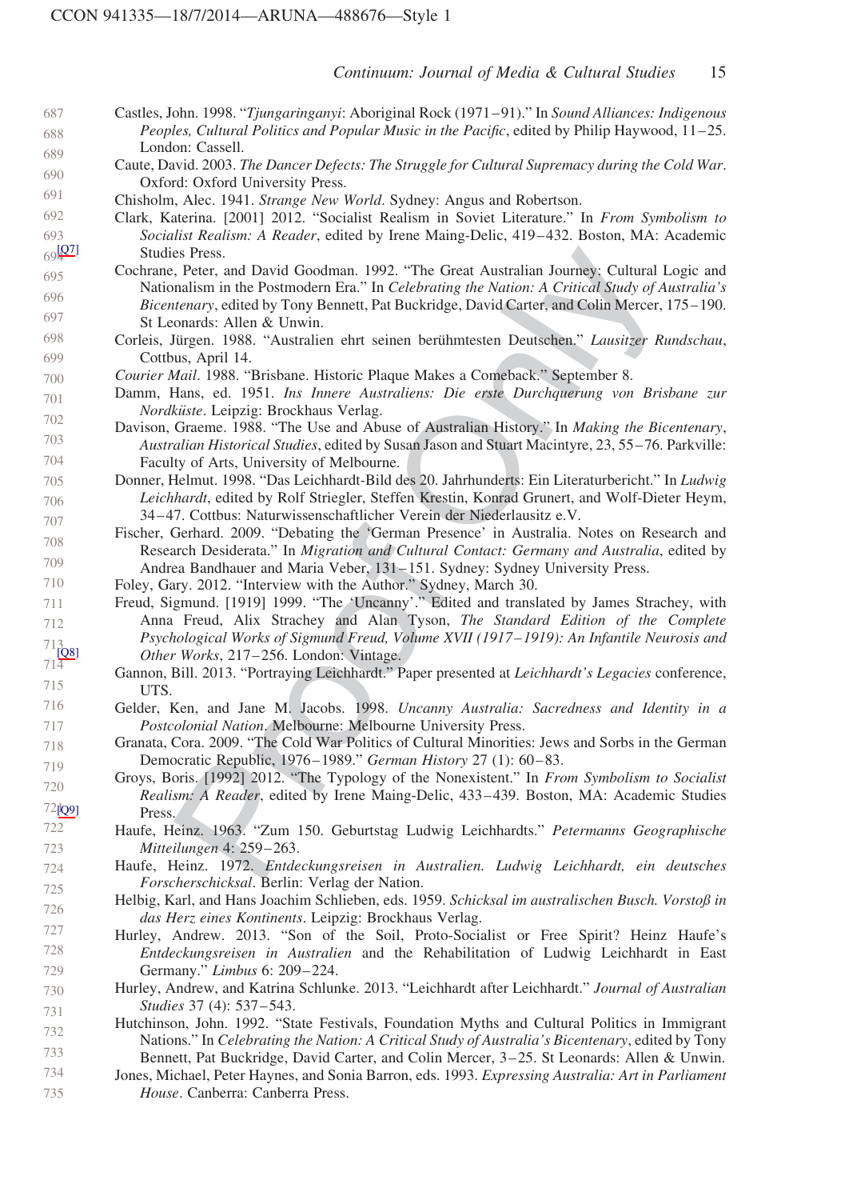Castles, John. 1998. "*Tjungaringanyi*: Aboriginal Rock (1971–91)." In *Sound Alliances: Indigenous Peoples, Cultural Politics and Popular Music in the Pacific*, edited by Philip Haywood, 11–25. London: Cassell.

Caute, David. 2003. *The Dancer Defects: The Struggle for Cultural Supremacy during the Cold War*. Oxford: Oxford University Press.

Chisholm, Alec. 1941. *Strange New World*. Sydney: Angus and Robertson.

Clark, Katerina. [2001] 2012. "Socialist Realism in Soviet Literature." In *From Symbolism to Socialist Realism: A Reader*, edited by Irene Maing-Delic, 419–432. Boston, MA: Academic Studies Press.

Cochrane, Peter, and David Goodman. 1992. "The Great Australian Journey: Cultural Logic and Nationalism in the Postmodern Era." In *Celebrating the Nation: A Critical Study of Australia's Bicentenary*, edited by Tony Bennett, Pat Buckridge, David Carter, and Colin Mercer, 175–190. St Leonards: Allen & Unwin.

Corleis, Jürgen. 1988. "Australien ehrt seinen berühmtesten Deutschen." *Lausitzer Rundschau*, Cottbus, April 14.

*Courier Mail*. 1988. "Brisbane. Historic Plaque Makes a Comeback." September 8.

Damm, Hans, ed. 1951. *Ins Innere Australiens: Die erste Durchquerung von Brisbane zur Nordküste*. Leipzig: Brockhaus Verlag.

Davison, Graeme. 1988. "The Use and Abuse of Australian History." In *Making the Bicentenary*, *Australian Historical Studies*, edited by Susan Jason and Stuart Macintyre, 23, 55–76. Parkville: Faculty of Arts, University of Melbourne.

Donner, Helmut. 1998. "Das Leichhardt-Bild des 20. Jahrhunderts: Ein Literaturbericht." In *Ludwig Leichhardt*, edited by Rolf Striegler, Steffen Krestin, Konrad Grunert, and Wolf-Dieter Heym, 34–47. Cottbus: Naturwissenschaftlicher Verein der Niederlausitz e.V.

Fischer, Gerhard. 2009. "Debating the 'German Presence' in Australia. Notes on Research and Research Desiderata." In *Migration and Cultural Contact: Germany and Australia*, edited by Andrea Bandhauer and Maria Veber, 131–151. Sydney: Sydney University Press.

Foley, Gary. 2012. "Interview with the Author." Sydney, March 30.

Freud, Sigmund. [1919] 1999. "The 'Uncanny'." Edited and translated by James Strachey, with Anna Freud, Alix Strachey and Alan Tyson, *The Standard Edition of the Complete Psychological Works of Sigmund Freud, Volume XVII (1917–1919): An Infantile Neurosis and Other Works*, 217–256. London: Vintage.

Gannon, Bill. 2013. "Portraying Leichhardt." Paper presented at *Leichhardt's Legacies* conference, UTS.

Gelder, Ken, and Jane M. Jacobs. 1998. *Uncanny Australia: Sacredness and Identity in a Postcolonial Nation*. Melbourne: Melbourne University Press.

Granata, Cora. 2009. "The Cold War Politics of Cultural Minorities: Jews and Sorbs in the German Democratic Republic, 1976–1989." *German History* 27 (1): 60–83.

Groys, Boris. [1992] 2012. "The Typology of the Nonexistent." In *From Symbolism to Socialist Realism: A Reader*, edited by Irene Maing-Delic, 433–439. Boston, MA: Academic Studies Press.

Haufe, Heinz. 1963. "Zum 150. Geburtstag Ludwig Leichhardts." *Petermanns Geographische Mitteilungen* 4: 259–263.

Haufe, Heinz. 1972. *Entdeckungsreisen in Australien. Ludwig Leichhardt, ein deutsches Forscherschicksal*. Berlin: Verlag der Nation.

Helbig, Karl, and Hans Joachim Schlieben, eds. 1959. *Schicksal im australischen Busch. Vorstoß in das Herz eines Kontinents*. Leipzig: Brockhaus Verlag.

Hurley, Andrew. 2013. "Son of the Soil, Proto-Socialist or Free Spirit? Heinz Haufe's *Entdeckungsreisen in Australien* and the Rehabilitation of Ludwig Leichhardt in East Germany." *Limbus* 6: 209–224.

Hurley, Andrew, and Katrina Schlunke. 2013. "Leichhardt after Leichhardt." *Journal of Australian Studies* 37 (4): 537–543.

Hutchinson, John. 1992. "State Festivals, Foundation Myths and Cultural Politics in Immigrant Nations." In *Celebrating the Nation: A Critical Study of Australia's Bicentenary*, edited by Tony Bennett, Pat Buckridge, David Carter, and Colin Mercer, 3–25. St Leonards: Allen & Unwin.

Jones, Michael, Peter Haynes, and Sonia Barron, eds. 1993. *Expressing Australia: Art in Parliament House*. Canberra: Canberra Press.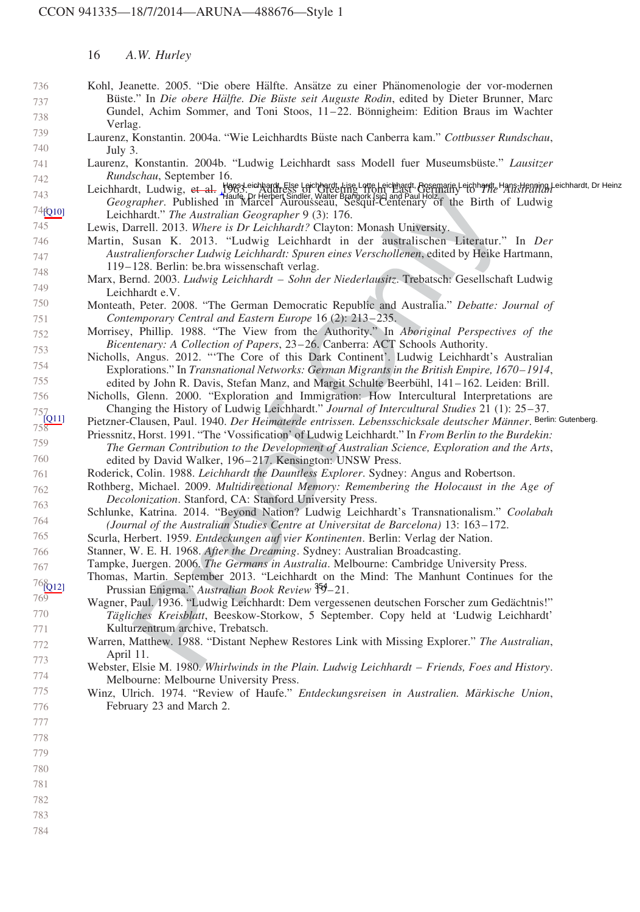Kohl, Jeanette. 2005. "Die obere Hälfte. Ansätze zu einer Phänomenologie der vor-modernen Büste." In *Die obere Hälfte. Die Büste seit Auguste Rodin*, edited by Dieter Brunner, Marc Gundel, Achim Sommer, and Toni Stoos, 11–22. Bönnigheim: Edition Braus im Wachter Verlag.

Laurenz, Konstantin. 2004a. "Wie Leichhardts Büste nach Canberra kam." *Cottbusser Rundschau*, July 3.

Laurenz, Konstantin. 2004b. "Ludwig Leichhardt sass Modell fuer Museumsbüste." *Lausitzer Rundschau*, September 16.

Leichhardt, Ludwig, et al. Hans Leichhardt, Else Leichhardt, Lise Lotte Leichhardt, Rosemarie Leichhardt, Hans-Henning Leichhardt, Dr Heinz Haufe, Dr Herbert Sindler, Walter Brangork [sic] and Paul Holz. 1963. "Address of Greeting from East Germany to *The Australian Geographer*. Published in Marcel Aurousseau, Sesqui-Centenary of the Birth of Ludwig Leichhardt." *The Australian Geographer* 9 (3): 176.

Lewis, Darrell. 2013. *Where is Dr Leichhardt?* Clayton: Monash University.

Martin, Susan K. 2013. "Ludwig Leichhardt in der australischen Literatur." In *Der Australienforscher Ludwig Leichhardt: Spuren eines Verschollenen*, edited by Heike Hartmann, 119–128. Berlin: be.bra wissenschaft verlag.

Marx, Bernd. 2003. *Ludwig Leichhardt – Sohn der Niederlausitz*. Trebatsch: Gesellschaft Ludwig Leichhardt e.V.

Monteath, Peter. 2008. "The German Democratic Republic and Australia." *Debatte: Journal of Contemporary Central and Eastern Europe* 16 (2): 213–235.

Morrisey, Phillip. 1988. "The View from the Authority." In *Aboriginal Perspectives of the Bicentenary: A Collection of Papers*, 23–26. Canberra: ACT Schools Authority.

Nicholls, Angus. 2012. "'The Core of this Dark Continent'. Ludwig Leichhardt's Australian Explorations." In *Transnational Networks: German Migrants in the British Empire, 1670–1914*, edited by John R. Davis, Stefan Manz, and Margit Schulte Beerbühl, 141–162. Leiden: Brill.

Nicholls, Glenn. 2000. "Exploration and Immigration: How Intercultural Interpretations are Changing the History of Ludwig Leichhardt." *Journal of Intercultural Studies* 21 (1): 25–37.

Pietzner-Clausen, Paul. 1940. *Der Heimaterde entrissen. Lebensschicksale deutscher Männer*. Berlin: Gutenberg.

Priessnitz, Horst. 1991. "The 'Vossification' of Ludwig Leichhardt." In *From Berlin to the Burdekin: The German Contribution to the Development of Australian Science, Exploration and the Arts*, edited by David Walker, 196–217. Kensington: UNSW Press.

Roderick, Colin. 1988. *Leichhardt the Dauntless Explorer*. Sydney: Angus and Robertson.

Rothberg, Michael. 2009. *Multidirectional Memory: Remembering the Holocaust in the Age of Decolonization*. Stanford, CA: Stanford University Press.

Schlunke, Katrina. 2014. "Beyond Nation? Ludwig Leichhardt's Transnationalism." *Coolabah (Journal of the Australian Studies Centre at Universitat de Barcelona)* 13: 163–172.

Scurla, Herbert. 1959. *Entdeckungen auf vier Kontinenten*. Berlin: Verlag der Nation.

Stanner, W. E. H. 1968. *After the Dreaming*. Sydney: Australian Broadcasting.

Tampke, Juergen. 2006. *The Germans in Australia*. Melbourne: Cambridge University Press.

Thomas, Martin. September 2013. "Leichhardt on the Mind: The Manhunt Continues for the Prussian Enigma." *Australian Book Review* 354 19–21.

Wagner, Paul. 1936. "Ludwig Leichhardt: Dem vergessenen deutschen Forscher zum Gedächtnis!" *Tägliches Kreisblatt*, Beeskow-Storkow, 5 September. Copy held at 'Ludwig Leichhardt' Kulturzentrum archive, Trebatsch.

Warren, Matthew. 1988. "Distant Nephew Restores Link with Missing Explorer." *The Australian*, April 11.

Webster, Elsie M. 1980. *Whirlwinds in the Plain. Ludwig Leichhardt – Friends, Foes and History*. Melbourne: Melbourne University Press.

Winz, Ulrich. 1974. "Review of Haufe." *Entdeckungsreisen in Australien. Märkische Union*, February 23 and March 2.